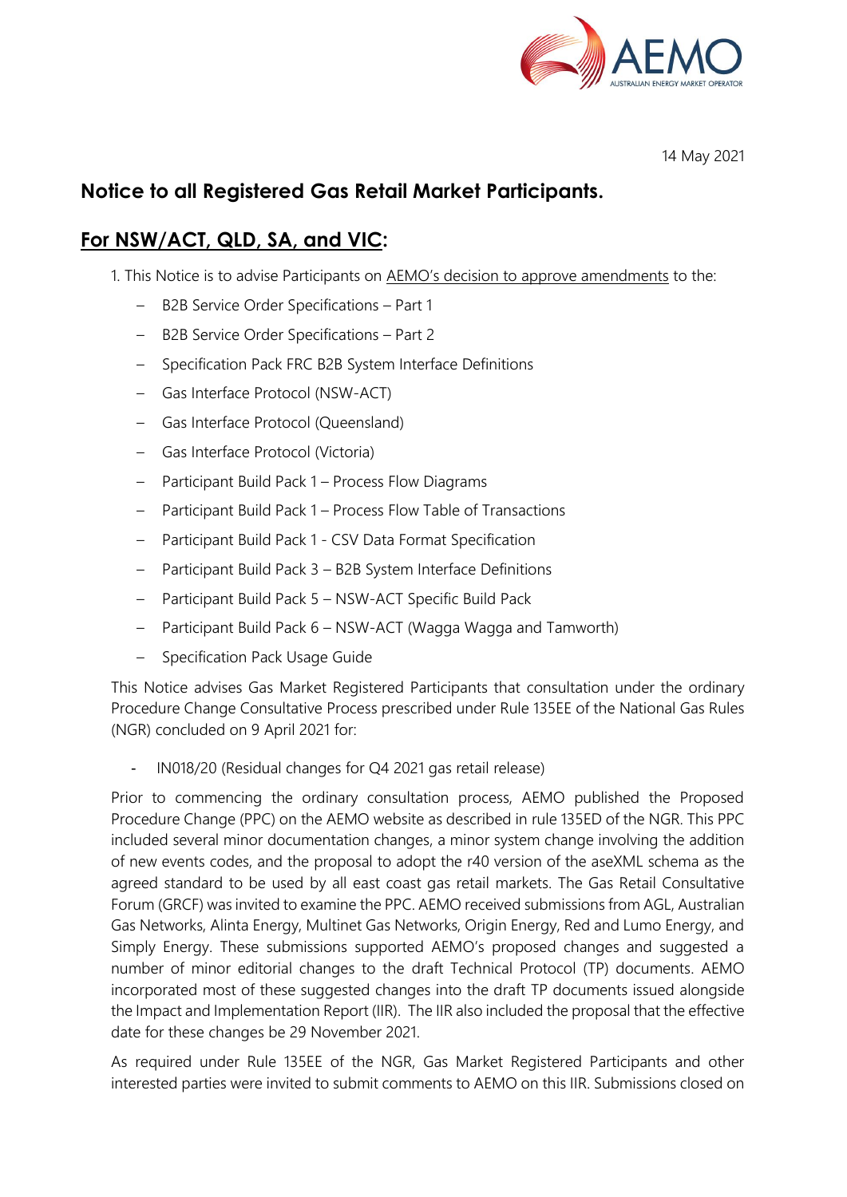14 May 2021

## Notice to all Registered Gas Retail Market Participants.

## For NSW/ACT, QLD, SA, and VIC:

1. This Notice is to advise Participants on AEMO's decision to approve amendments to the:

   - B2B Service Order Specifications – Part 1
   - B2B Service Order Specifications – Part 2
   - Specification Pack FRC B2B System Interface Definitions
   - Gas Interface Protocol (NSW-ACT)
   - Gas Interface Protocol (Queensland)
   - Gas Interface Protocol (Victoria)
   - Participant Build Pack 1 – Process Flow Diagrams
   - Participant Build Pack 1 – Process Flow Table of Transactions
   - Participant Build Pack 1 - CSV Data Format Specification
   - Participant Build Pack 3 – B2B System Interface Definitions
   - Participant Build Pack 5 – NSW-ACT Specific Build Pack
   - Participant Build Pack 6 – NSW-ACT (Wagga Wagga and Tamworth)
   - Specification Pack Usage Guide

   This Notice advises Gas Market Registered Participants that consultation under the ordinary Procedure Change Consultative Process prescribed under Rule 135EE of the National Gas Rules (NGR) concluded on 9 April 2021 for:

   - IN018/20 (Residual changes for Q4 2021 gas retail release)

   Prior to commencing the ordinary consultation process, AEMO published the Proposed Procedure Change (PPC) on the AEMO website as described in rule 135ED of the NGR. This PPC included several minor documentation changes, a minor system change involving the addition of new events codes, and the proposal to adopt the r40 version of the aseXML schema as the agreed standard to be used by all east coast gas retail markets. The Gas Retail Consultative Forum (GRCF) was invited to examine the PPC. AEMO received submissions from AGL, Australian Gas Networks, Alinta Energy, Multinet Gas Networks, Origin Energy, Red and Lumo Energy, and Simply Energy. These submissions supported AEMO's proposed changes and suggested a number of minor editorial changes to the draft Technical Protocol (TP) documents. AEMO incorporated most of these suggested changes into the draft TP documents issued alongside the Impact and Implementation Report (IIR). The IIR also included the proposal that the effective date for these changes be 29 November 2021.

   As required under Rule 135EE of the NGR, Gas Market Registered Participants and other interested parties were invited to submit comments to AEMO on this IIR. Submissions closed on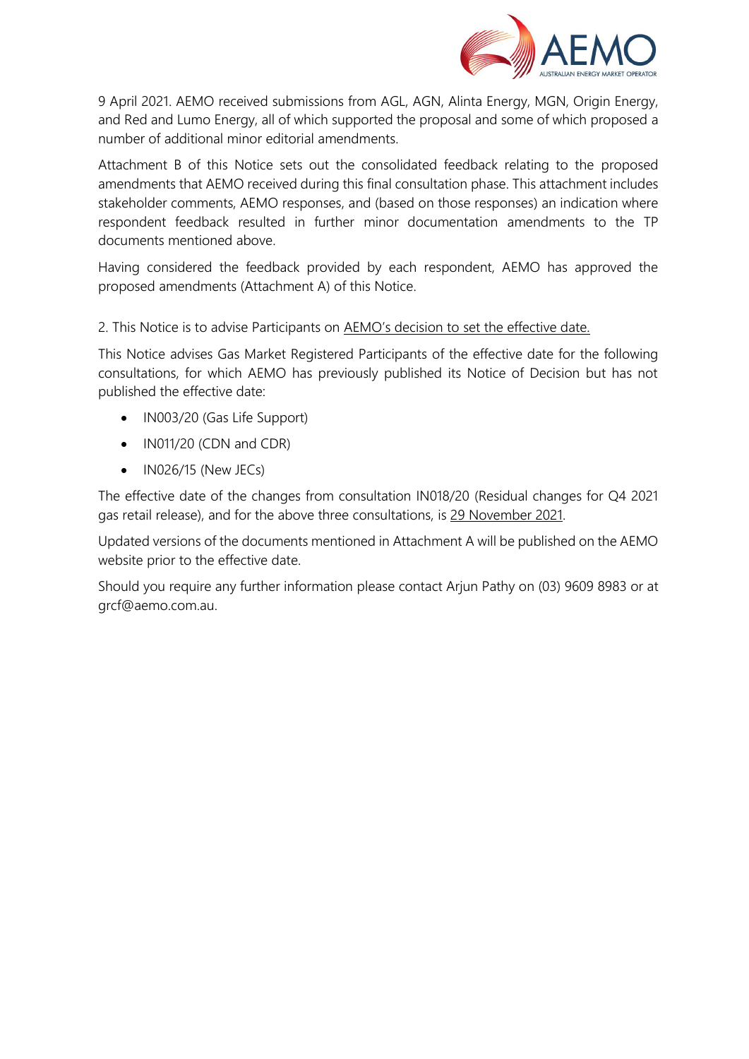9 April 2021. AEMO received submissions from AGL, AGN, Alinta Energy, MGN, Origin Energy, and Red and Lumo Energy, all of which supported the proposal and some of which proposed a number of additional minor editorial amendments.

Attachment B of this Notice sets out the consolidated feedback relating to the proposed amendments that AEMO received during this final consultation phase. This attachment includes stakeholder comments, AEMO responses, and (based on those responses) an indication where respondent feedback resulted in further minor documentation amendments to the TP documents mentioned above.

Having considered the feedback provided by each respondent, AEMO has approved the proposed amendments (Attachment A) of this Notice.

2. This Notice is to advise Participants on AEMO's decision to set the effective date.

This Notice advises Gas Market Registered Participants of the effective date for the following consultations, for which AEMO has previously published its Notice of Decision but has not published the effective date:

- IN003/20 (Gas Life Support)
- IN011/20 (CDN and CDR)
- IN026/15 (New JECs)

The effective date of the changes from consultation IN018/20 (Residual changes for Q4 2021 gas retail release), and for the above three consultations, is 29 November 2021.

Updated versions of the documents mentioned in Attachment A will be published on the AEMO website prior to the effective date.

Should you require any further information please contact Arjun Pathy on (03) 9609 8983 or at grcf@aemo.com.au.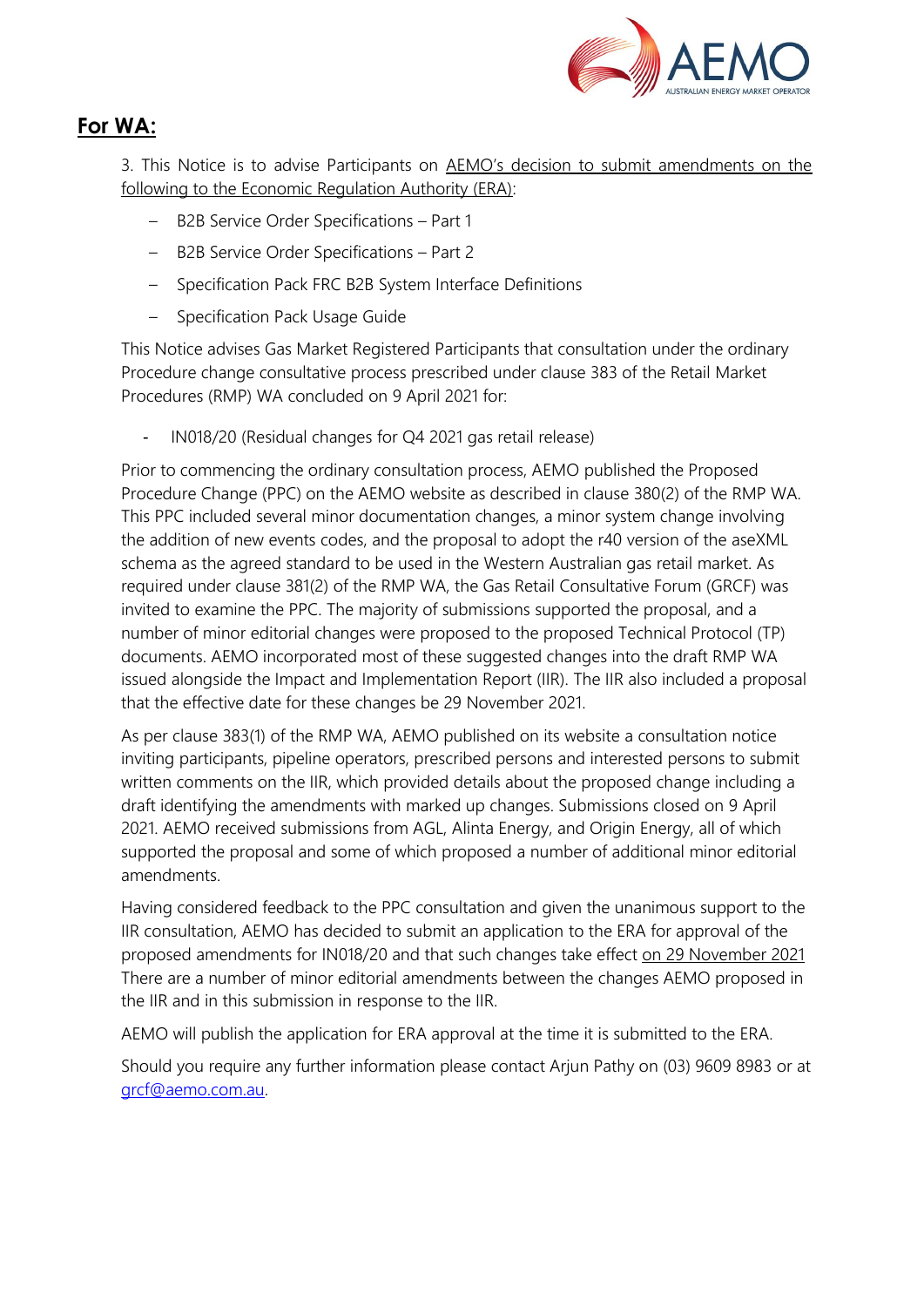## For WA:

3. This Notice is to advise Participants on AEMO's decision to submit amendments on the following to the Economic Regulation Authority (ERA):

- B2B Service Order Specifications – Part 1
- B2B Service Order Specifications – Part 2
- Specification Pack FRC B2B System Interface Definitions
- Specification Pack Usage Guide

This Notice advises Gas Market Registered Participants that consultation under the ordinary Procedure change consultative process prescribed under clause 383 of the Retail Market Procedures (RMP) WA concluded on 9 April 2021 for:

- IN018/20 (Residual changes for Q4 2021 gas retail release)

Prior to commencing the ordinary consultation process, AEMO published the Proposed Procedure Change (PPC) on the AEMO website as described in clause 380(2) of the RMP WA. This PPC included several minor documentation changes, a minor system change involving the addition of new events codes, and the proposal to adopt the r40 version of the aseXML schema as the agreed standard to be used in the Western Australian gas retail market. As required under clause 381(2) of the RMP WA, the Gas Retail Consultative Forum (GRCF) was invited to examine the PPC. The majority of submissions supported the proposal, and a number of minor editorial changes were proposed to the proposed Technical Protocol (TP) documents. AEMO incorporated most of these suggested changes into the draft RMP WA issued alongside the Impact and Implementation Report (IIR). The IIR also included a proposal that the effective date for these changes be 29 November 2021.

As per clause 383(1) of the RMP WA, AEMO published on its website a consultation notice inviting participants, pipeline operators, prescribed persons and interested persons to submit written comments on the IIR, which provided details about the proposed change including a draft identifying the amendments with marked up changes. Submissions closed on 9 April 2021. AEMO received submissions from AGL, Alinta Energy, and Origin Energy, all of which supported the proposal and some of which proposed a number of additional minor editorial amendments.

Having considered feedback to the PPC consultation and given the unanimous support to the IIR consultation, AEMO has decided to submit an application to the ERA for approval of the proposed amendments for IN018/20 and that such changes take effect on 29 November 2021 There are a number of minor editorial amendments between the changes AEMO proposed in the IIR and in this submission in response to the IIR.

AEMO will publish the application for ERA approval at the time it is submitted to the ERA.

Should you require any further information please contact Arjun Pathy on (03) 9609 8983 or at grcf@aemo.com.au.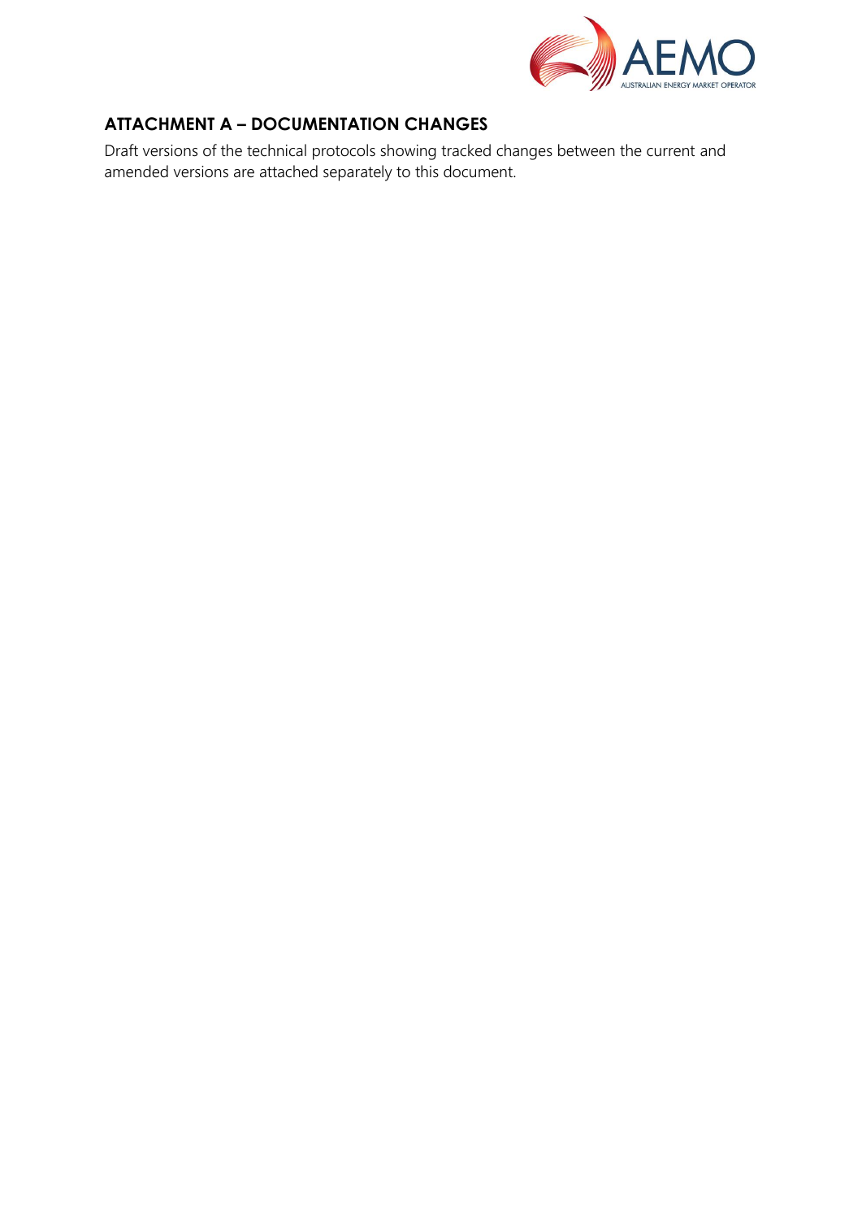## ATTACHMENT A – DOCUMENTATION CHANGES

Draft versions of the technical protocols showing tracked changes between the current and amended versions are attached separately to this document.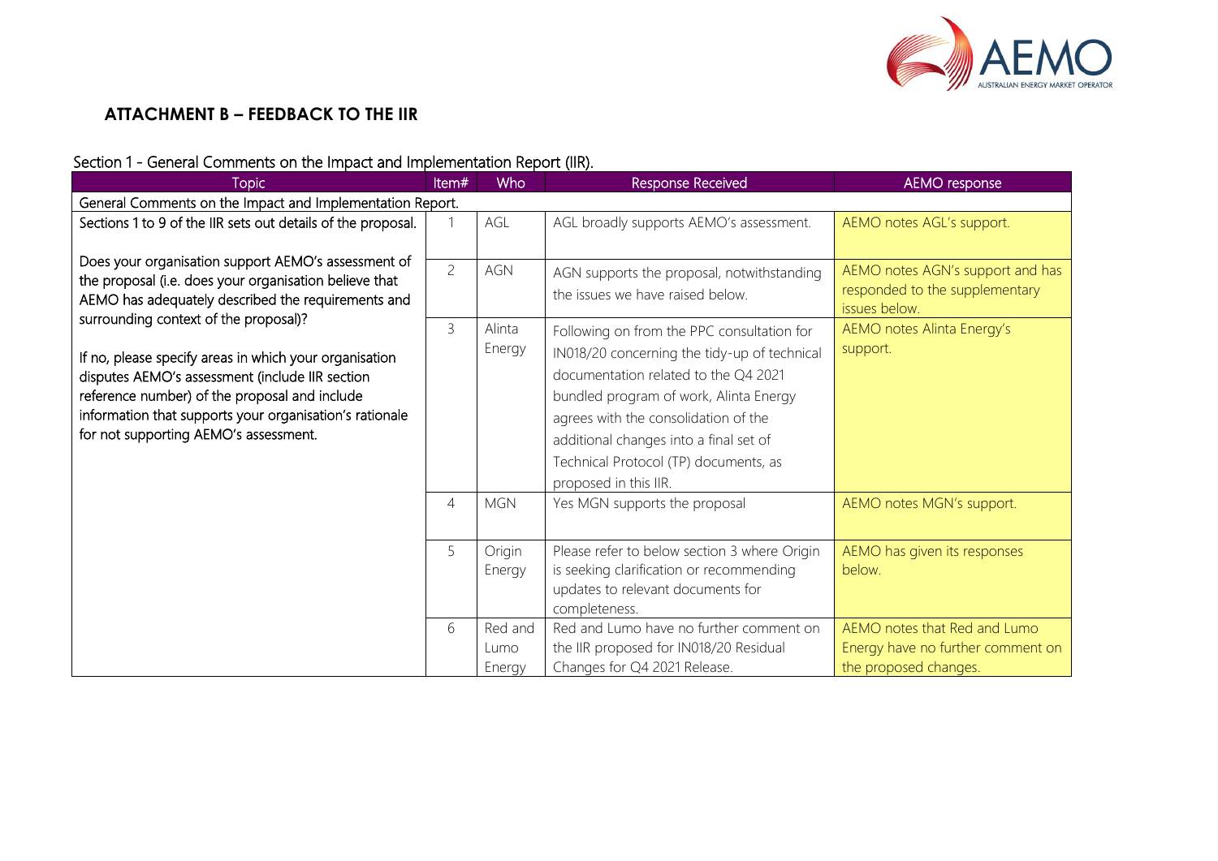## ATTACHMENT B – FEEDBACK TO THE IIR

Section 1 - General Comments on the Impact and Implementation Report (IIR).

| Topic | Item# | Who | Response Received | AEMO response |
|---|---|---|---|---|
| General Comments on the Impact and Implementation Report. | | | | |
| Sections 1 to 9 of the IIR sets out details of the proposal.<br><br>Does your organisation support AEMO's assessment of the proposal (i.e. does your organisation believe that AEMO has adequately described the requirements and surrounding context of the proposal)?<br><br>If no, please specify areas in which your organisation disputes AEMO's assessment (include IIR section reference number) of the proposal and include information that supports your organisation's rationale for not supporting AEMO's assessment. | 1 | AGL | AGL broadly supports AEMO's assessment. | AEMO notes AGL's support. |
| | 2 | AGN | AGN supports the proposal, notwithstanding the issues we have raised below. | AEMO notes AGN's support and has responded to the supplementary issues below. |
| | 3 | Alinta Energy | Following on from the PPC consultation for IN018/20 concerning the tidy-up of technical documentation related to the Q4 2021 bundled program of work, Alinta Energy agrees with the consolidation of the additional changes into a final set of Technical Protocol (TP) documents, as proposed in this IIR. | AEMO notes Alinta Energy's support. |
| | 4 | MGN | Yes MGN supports the proposal | AEMO notes MGN's support. |
| | 5 | Origin Energy | Please refer to below section 3 where Origin is seeking clarification or recommending updates to relevant documents for completeness. | AEMO has given its responses below. |
| | 6 | Red and Lumo Energy | Red and Lumo have no further comment on the IIR proposed for IN018/20 Residual Changes for Q4 2021 Release. | AEMO notes that Red and Lumo Energy have no further comment on the proposed changes. |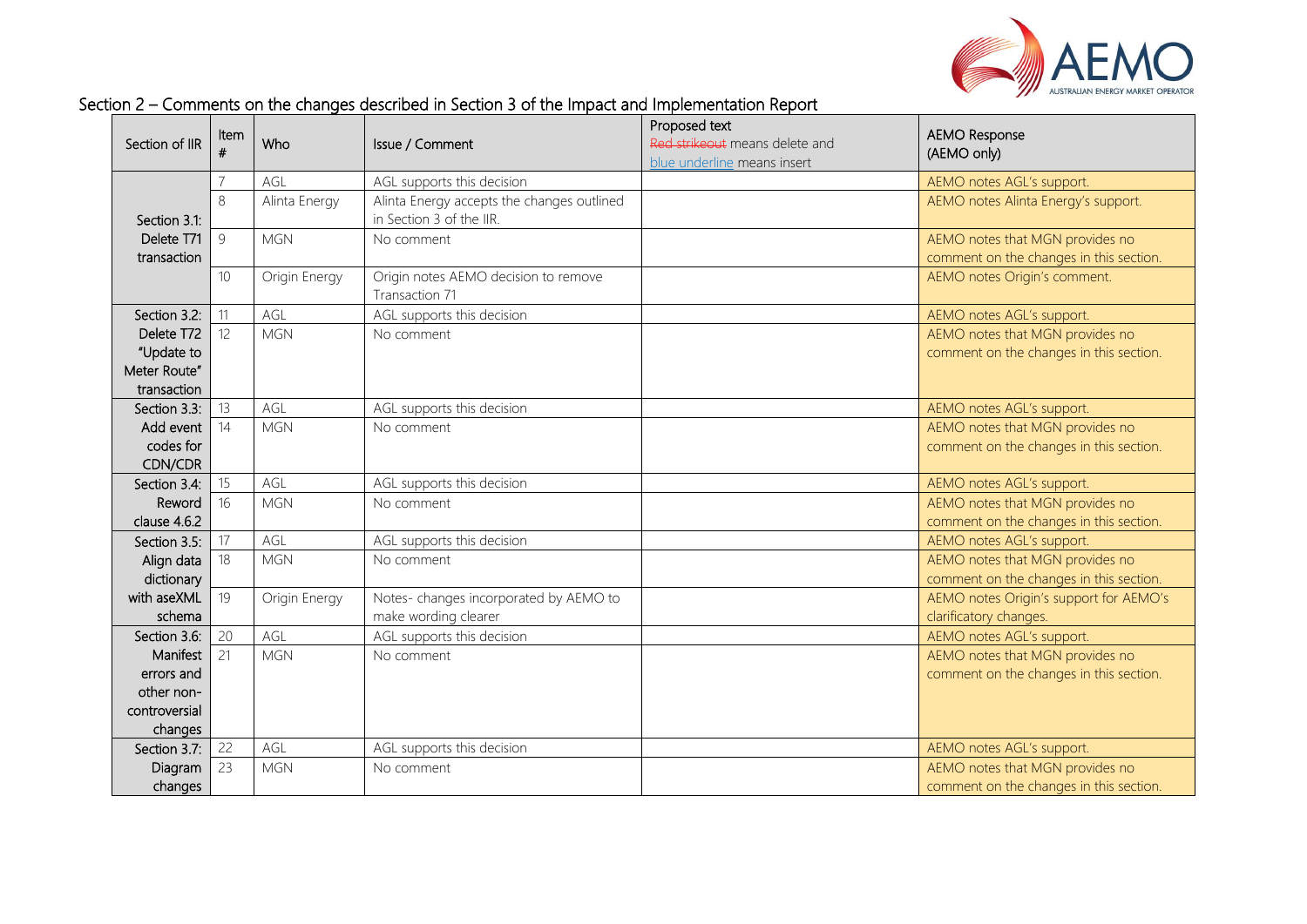## Section 2 – Comments on the changes described in Section 3 of the Impact and Implementation Report

| Section of IIR | Item # | Who | Issue / Comment | Proposed text ~~Red strikeout~~ means delete and blue underline means insert | AEMO Response (AEMO only) |
|---|---|---|---|---|---|
| Section 3.1: Delete T71 transaction | 7 | AGL | AGL supports this decision | | AEMO notes AGL's support. |
| | 8 | Alinta Energy | Alinta Energy accepts the changes outlined in Section 3 of the IIR. | | AEMO notes Alinta Energy's support. |
| | 9 | MGN | No comment | | AEMO notes that MGN provides no comment on the changes in this section. |
| | 10 | Origin Energy | Origin notes AEMO decision to remove Transaction 71 | | AEMO notes Origin's comment. |
| Section 3.2: Delete T72 "Update to Meter Route" transaction | 11 | AGL | AGL supports this decision | | AEMO notes AGL's support. |
| | 12 | MGN | No comment | | AEMO notes that MGN provides no comment on the changes in this section. |
| Section 3.3: Add event codes for CDN/CDR | 13 | AGL | AGL supports this decision | | AEMO notes AGL's support. |
| | 14 | MGN | No comment | | AEMO notes that MGN provides no comment on the changes in this section. |
| Section 3.4: Reword clause 4.6.2 | 15 | AGL | AGL supports this decision | | AEMO notes AGL's support. |
| | 16 | MGN | No comment | | AEMO notes that MGN provides no comment on the changes in this section. |
| Section 3.5: Align data dictionary with aseXML schema | 17 | AGL | AGL supports this decision | | AEMO notes AGL's support. |
| | 18 | MGN | No comment | | AEMO notes that MGN provides no comment on the changes in this section. |
| | 19 | Origin Energy | Notes- changes incorporated by AEMO to make wording clearer | | AEMO notes Origin's support for AEMO's clarificatory changes. |
| Section 3.6: Manifest errors and other non-controversial changes | 20 | AGL | AGL supports this decision | | AEMO notes AGL's support. |
| | 21 | MGN | No comment | | AEMO notes that MGN provides no comment on the changes in this section. |
| Section 3.7: Diagram changes | 22 | AGL | AGL supports this decision | | AEMO notes AGL's support. |
| | 23 | MGN | No comment | | AEMO notes that MGN provides no comment on the changes in this section. |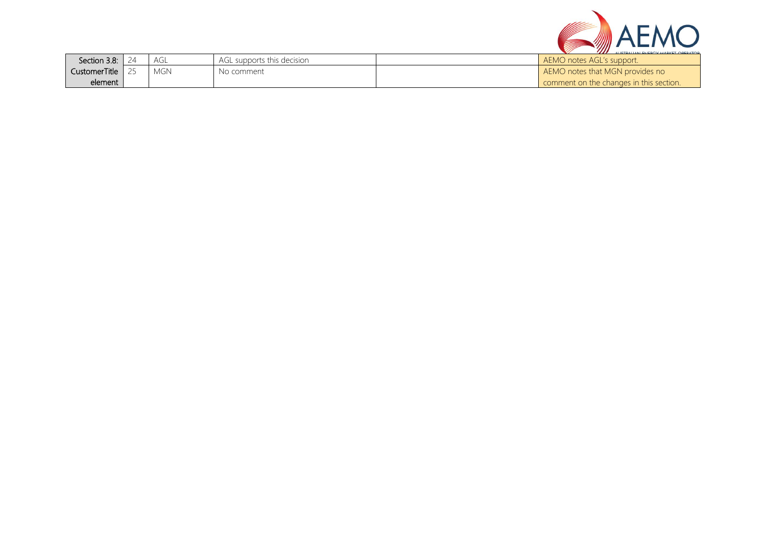| Section 3.8: CustomerTitle element | 24 | AGL | AGL supports this decision | | AEMO notes AGL's support. |
|---|---|---|---|---|---|
| | 25 | MGN | No comment | | AEMO notes that MGN provides no comment on the changes in this section. |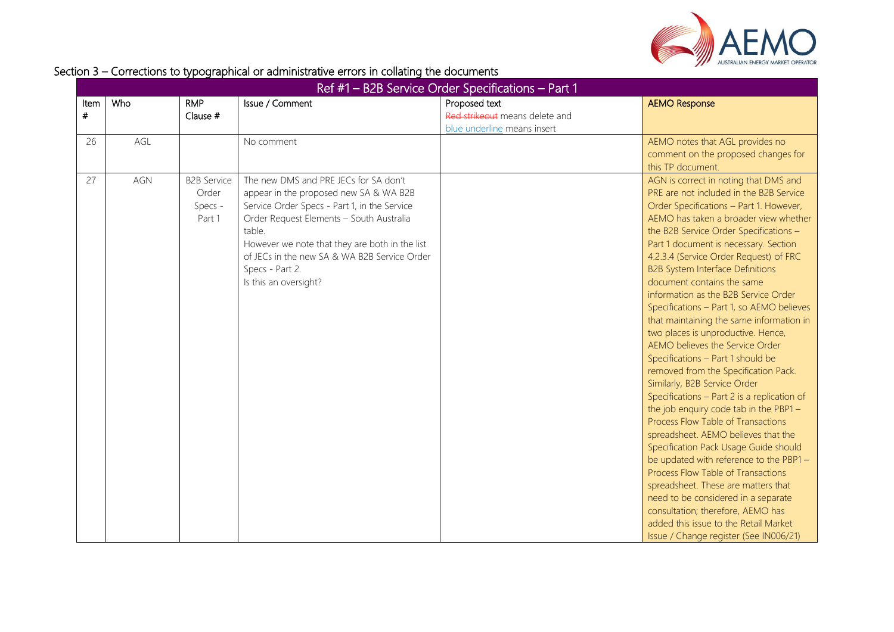## Section 3 – Corrections to typographical or administrative errors in collating the documents

| Ref #1 – B2B Service Order Specifications – Part 1 | | | | | |
|---|---|---|---|---|---|
| Item # | Who | RMP Clause # | Issue / Comment | Proposed text ~~Red strikeout~~ means delete and blue underline means insert | AEMO Response |
| 26 | AGL | | No comment | | AEMO notes that AGL provides no comment on the proposed changes for this TP document. |
| 27 | AGN | B2B Service Order Specs - Part 1 | The new DMS and PRE JECs for SA don't appear in the proposed new SA & WA B2B Service Order Specs - Part 1, in the Service Order Request Elements – South Australia table. However we note that they are both in the list of JECs in the new SA & WA B2B Service Order Specs - Part 2. Is this an oversight? | | AGN is correct in noting that DMS and PRE are not included in the B2B Service Order Specifications – Part 1. However, AEMO has taken a broader view whether the B2B Service Order Specifications – Part 1 document is necessary. Section 4.2.3.4 (Service Order Request) of FRC B2B System Interface Definitions document contains the same information as the B2B Service Order Specifications – Part 1, so AEMO believes that maintaining the same information in two places is unproductive. Hence, AEMO believes the Service Order Specifications – Part 1 should be removed from the Specification Pack. Similarly, B2B Service Order Specifications – Part 2 is a replication of the job enquiry code tab in the PBP1 – Process Flow Table of Transactions spreadsheet. AEMO believes that the Specification Pack Usage Guide should be updated with reference to the PBP1 – Process Flow Table of Transactions spreadsheet. These are matters that need to be considered in a separate consultation; therefore, AEMO has added this issue to the Retail Market Issue / Change register (See IN006/21) |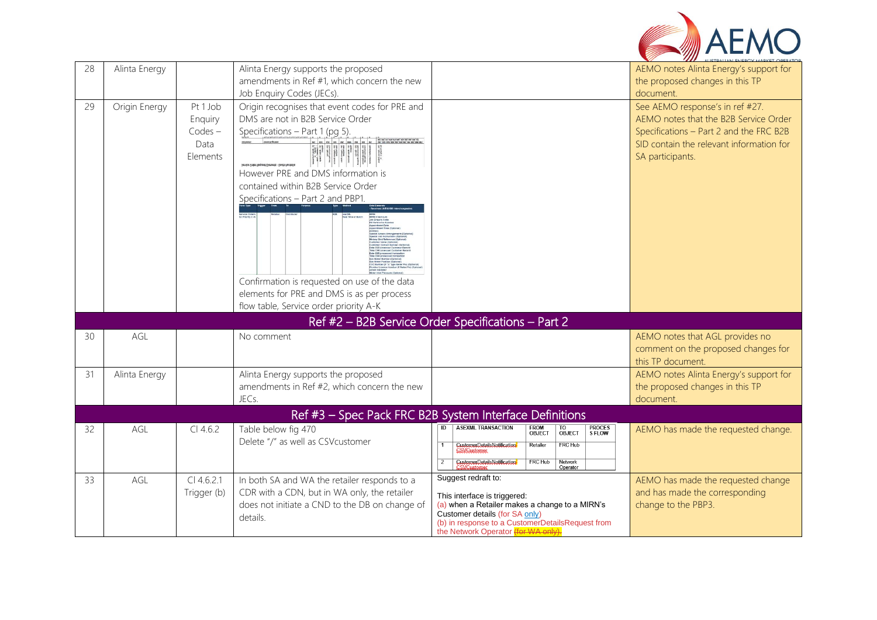| 28 | Alinta Energy | | Alinta Energy supports the proposed amendments in Ref #1, which concern the new Job Enquiry Codes (JECs). | | AEMO notes Alinta Energy's support for the proposed changes in this TP document. |
|---|---|---|---|---|---|
| 29 | Origin Energy | Pt 1 Job Enquiry Codes – Data Elements | Origin recognises that event codes for PRE and DMS are not in B2B Service Order Specifications – Part 1 (pg 5). However PRE and DMS information is contained within B2B Service Order Specifications – Part 2 and PBP1. Confirmation is requested on use of the data elements for PRE and DMS is as per process flow table, Service order priority A-K | | See AEMO response's in ref #27. AEMO notes that the B2B Service Order Specifications – Part 2 and the FRC B2B SID contain the relevant information for SA participants. |
| **Ref #2 – B2B Service Order Specifications – Part 2** | | | | | |
| 30 | AGL | | No comment | | AEMO notes that AGL provides no comment on the proposed changes for this TP document. |
| 31 | Alinta Energy | | Alinta Energy supports the proposed amendments in Ref #2, which concern the new JECs. | | AEMO notes Alinta Energy's support for the proposed changes in this TP document. |
| **Ref #3 – Spec Pack FRC B2B System Interface Definitions** | | | | | |
| 32 | AGL | Cl 4.6.2 | Table below fig 470<br>Delete "/" as well as CSVcustomer | ID / ASEXML TRANSACTION / FROM OBJECT / TO OBJECT / PROCESS FLOW<br>1 / CustomerDetailsNotification~~/ CSVCustomer~~ / Retailer / FRC Hub /<br>2 / CustomerDetailsNotification~~/ CSVCustomer~~ / FRC Hub / Network Operator / | AEMO has made the requested change. |
| 33 | AGL | Cl 4.6.2.1 Trigger (b) | In both SA and WA the retailer responds to a CDR with a CDN, but in WA only, the retailer does not initiate a CND to the DB on change of details. | Suggest redraft to:<br>This interface is triggered:<br>(a) when a Retailer makes a change to a MIRN's Customer details (for SA only)<br>(b) in response to a CustomerDetailsRequest from the Network Operator ~~(for WA only).~~ | AEMO has made the requested change and has made the corresponding change to the PBP3. |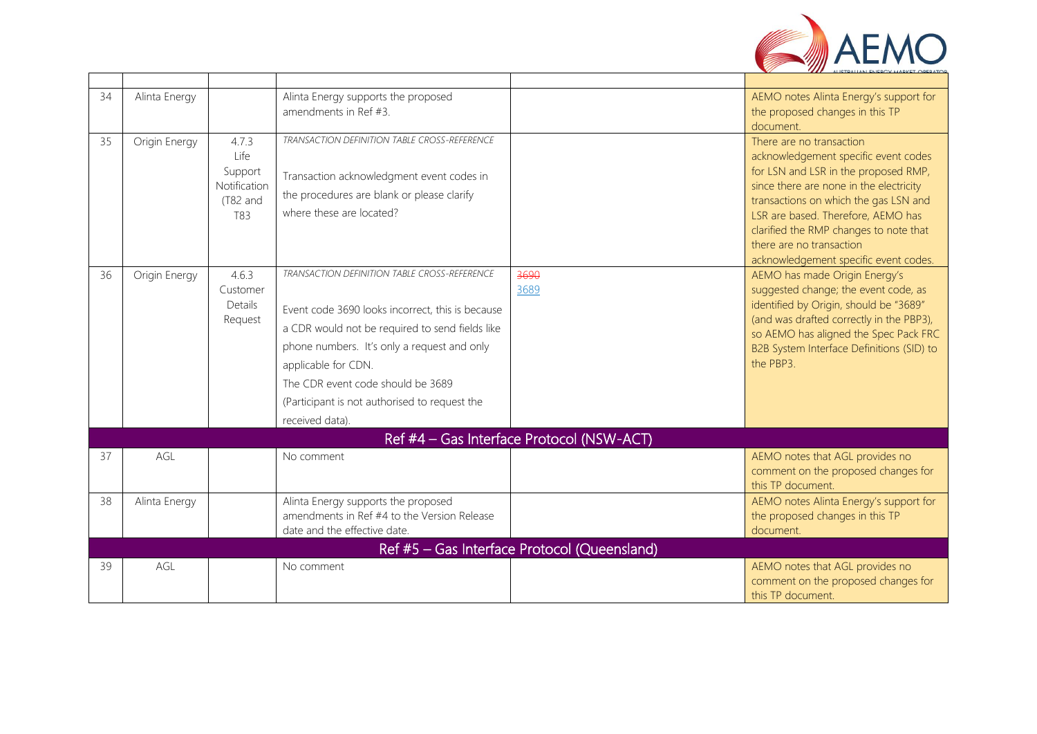| | | | | | |
|---|---|---|---|---|---|
| 34 | Alinta Energy | | Alinta Energy supports the proposed amendments in Ref #3. | | AEMO notes Alinta Energy's support for the proposed changes in this TP document. |
| 35 | Origin Energy | 4.7.3 Life Support Notification (T82 and T83 | *TRANSACTION DEFINITION TABLE CROSS-REFERENCE*<br><br>Transaction acknowledgment event codes in the procedures are blank or please clarify where these are located? | | There are no transaction acknowledgement specific event codes for LSN and LSR in the proposed RMP, since there are none in the electricity transactions on which the gas LSN and LSR are based. Therefore, AEMO has clarified the RMP changes to note that there are no transaction acknowledgement specific event codes. |
| 36 | Origin Energy | 4.6.3 Customer Details Request | *TRANSACTION DEFINITION TABLE CROSS-REFERENCE*<br><br>Event code 3690 looks incorrect, this is because a CDR would not be required to send fields like phone numbers. It's only a request and only applicable for CDN.<br>The CDR event code should be 3689<br>(Participant is not authorised to request the received data). | ~~3690~~<br>3689 | AEMO has made Origin Energy's suggested change; the event code, as identified by Origin, should be "3689" (and was drafted correctly in the PBP3), so AEMO has aligned the Spec Pack FRC B2B System Interface Definitions (SID) to the PBP3. |
| **Ref #4 – Gas Interface Protocol (NSW-ACT)** | | | | | |
| 37 | AGL | | No comment | | AEMO notes that AGL provides no comment on the proposed changes for this TP document. |
| 38 | Alinta Energy | | Alinta Energy supports the proposed amendments in Ref #4 to the Version Release date and the effective date. | | AEMO notes Alinta Energy's support for the proposed changes in this TP document. |
| **Ref #5 – Gas Interface Protocol (Queensland)** | | | | | |
| 39 | AGL | | No comment | | AEMO notes that AGL provides no comment on the proposed changes for this TP document. |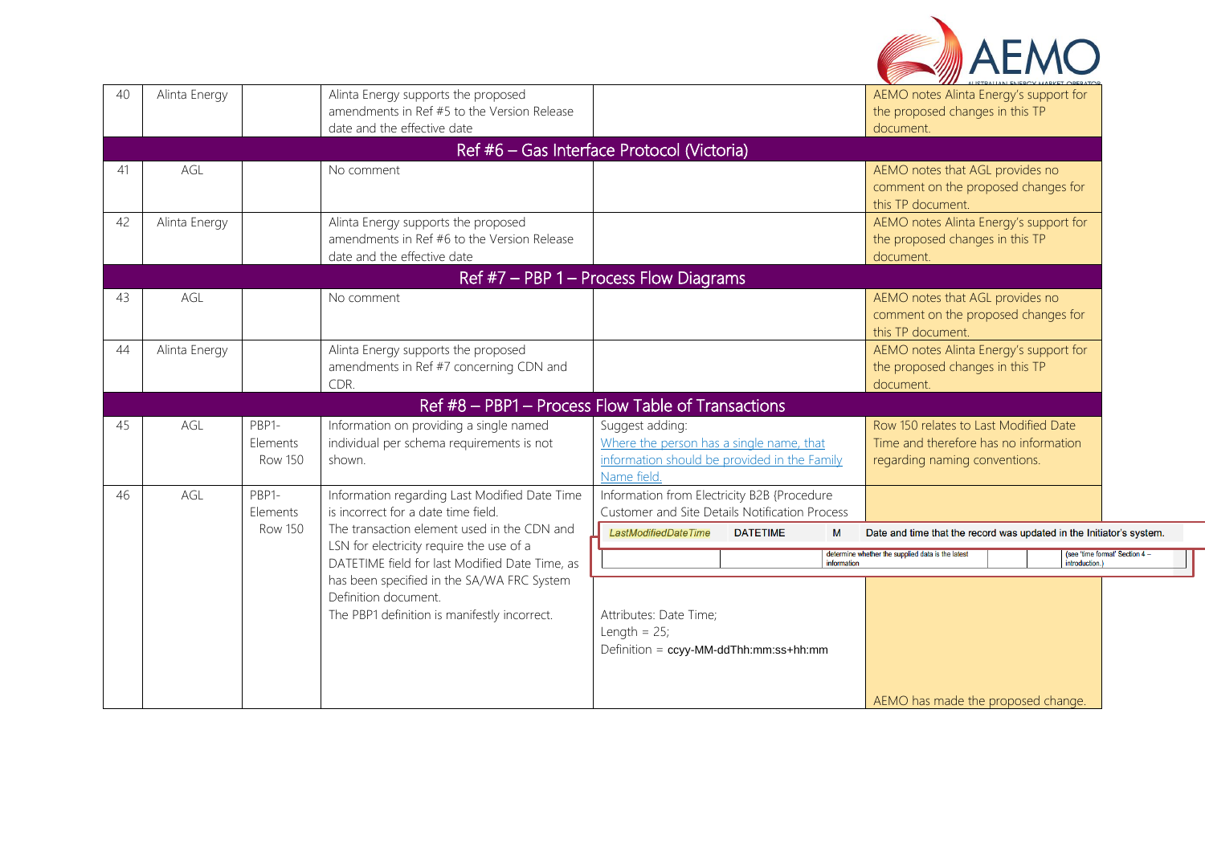| # | Participant | Reference | Comment | Proposed text | AEMO response |
|---|---|---|---|---|---|
| 40 | Alinta Energy | | Alinta Energy supports the proposed amendments in Ref #5 to the Version Release date and the effective date | | AEMO notes Alinta Energy's support for the proposed changes in this TP document. |
| **Ref #6 – Gas Interface Protocol (Victoria)** | | | | | |
| 41 | AGL | | No comment | | AEMO notes that AGL provides no comment on the proposed changes for this TP document. |
| 42 | Alinta Energy | | Alinta Energy supports the proposed amendments in Ref #6 to the Version Release date and the effective date | | AEMO notes Alinta Energy's support for the proposed changes in this TP document. |
| **Ref #7 – PBP 1 – Process Flow Diagrams** | | | | | |
| 43 | AGL | | No comment | | AEMO notes that AGL provides no comment on the proposed changes for this TP document. |
| 44 | Alinta Energy | | Alinta Energy supports the proposed amendments in Ref #7 concerning CDN and CDR. | | AEMO notes Alinta Energy's support for the proposed changes in this TP document. |
| **Ref #8 – PBP1 – Process Flow Table of Transactions** | | | | | |
| 45 | AGL | PBP1- Elements Row 150 | Information on providing a single named individual per schema requirements is not shown. | Suggest adding: Where the person has a single name, that information should be provided in the Family Name field. | Row 150 relates to Last Modified Date Time and therefore has no information regarding naming conventions. |
| 46 | AGL | PBP1- Elements Row 150 | Information regarding Last Modified Date Time is incorrect for a date time field. The transaction element used in the CDN and LSN for electricity require the use of a DATETIME field for last Modified Date Time, as has been specified in the SA/WA FRC System Definition document. The PBP1 definition is manifestly incorrect. | Information from Electricity B2B {Procedure Customer and Site Details Notification Process<br><br>LastModifiedDateTime · DATETIME · M · Date and time that the record was updated in the Initiator's system. … determine whether the supplied data is the latest information … (see 'time format' Section 4 – introduction.)<br><br>Attributes: Date Time;<br>Length = 25;<br>Definition = ccyy-MM-ddThh:mm:ss+hh:mm | AEMO has made the proposed change. |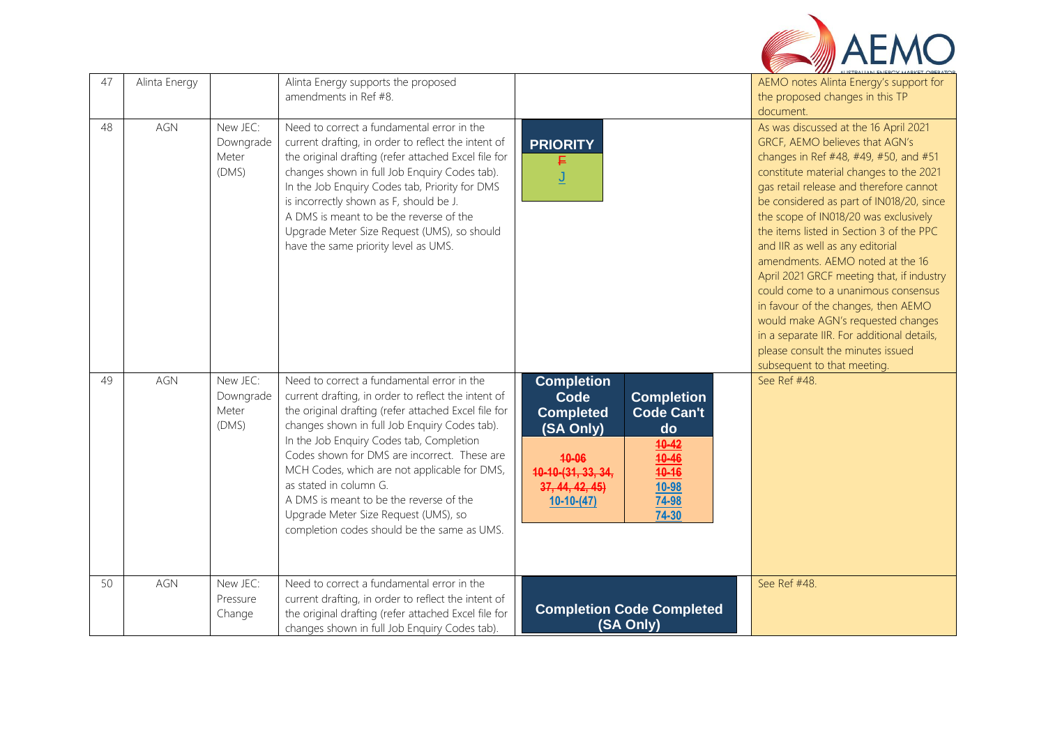| 47 | Alinta Energy | | Alinta Energy supports the proposed amendments in Ref #8. | | AEMO notes Alinta Energy's support for the proposed changes in this TP document. |
|---|---|---|---|---|---|
| 48 | AGN | New JEC: Downgrade Meter (DMS) | Need to correct a fundamental error in the current drafting, in order to reflect the intent of the original drafting (refer attached Excel file for changes shown in full Job Enquiry Codes tab). In the Job Enquiry Codes tab, Priority for DMS is incorrectly shown as F, should be J. A DMS is meant to be the reverse of the Upgrade Meter Size Request (UMS), so should have the same priority level as UMS. | **PRIORITY**<br>~~F~~<br>J | As was discussed at the 16 April 2021 GRCF, AEMO believes that AGN's changes in Ref #48, #49, #50, and #51 constitute material changes to the 2021 gas retail release and therefore cannot be considered as part of IN018/20, since the scope of IN018/20 was exclusively the items listed in Section 3 of the PPC and IIR as well as any editorial amendments. AEMO noted at the 16 April 2021 GRCF meeting that, if industry could come to a unanimous consensus in favour of the changes, then AEMO would make AGN's requested changes in a separate IIR. For additional details, please consult the minutes issued subsequent to that meeting. |
| 49 | AGN | New JEC: Downgrade Meter (DMS) | Need to correct a fundamental error in the current drafting, in order to reflect the intent of the original drafting (refer attached Excel file for changes shown in full Job Enquiry Codes tab). In the Job Enquiry Codes tab, Completion Codes shown for DMS are incorrect. These are MCH Codes, which are not applicable for DMS, as stated in column G. A DMS is meant to be the reverse of the Upgrade Meter Size Request (UMS), so completion codes should be the same as UMS. | **Completion Code Completed (SA Only)**: ~~10-06~~ ~~10-10-(31, 33, 34, 37, 44, 42, 45)~~ 10-10-(47)<br>**Completion Code Can't do**: ~~10-42~~ ~~10-46~~ ~~10-16~~ 10-98 74-98 74-30 | See Ref #48. |
| 50 | AGN | New JEC: Pressure Change | Need to correct a fundamental error in the current drafting, in order to reflect the intent of the original drafting (refer attached Excel file for changes shown in full Job Enquiry Codes tab). | **Completion Code Completed (SA Only)** | See Ref #48. |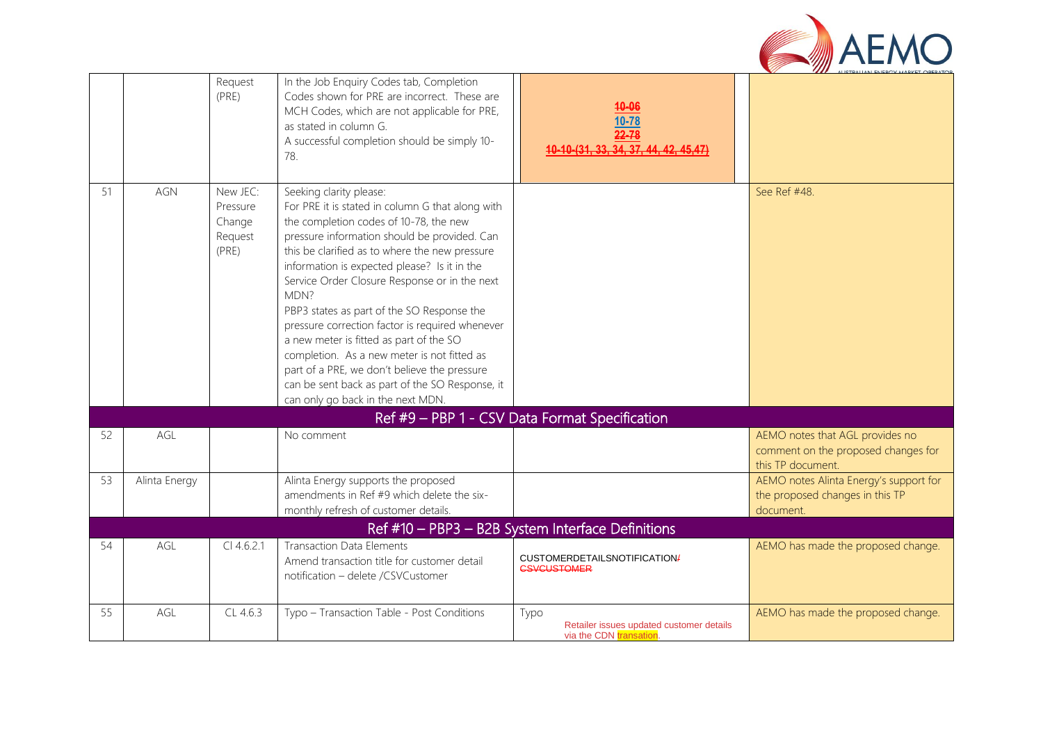|  |  |  |  |  |  |
|---|---|---|---|---|---|
|  |  | Request (PRE) | In the Job Enquiry Codes tab, Completion Codes shown for PRE are incorrect. These are MCH Codes, which are not applicable for PRE, as stated in column G.<br>A successful completion should be simply 10-78. | ~~10-06~~<br>10-78<br>~~22-78~~<br>~~10-10-(31, 33, 34, 37, 44, 42, 45,47)~~ |  |
| 51 | AGN | New JEC: Pressure Change Request (PRE) | Seeking clarity please:<br>For PRE it is stated in column G that along with the completion codes of 10-78, the new pressure information should be provided. Can this be clarified as to where the new pressure information is expected please? Is it in the Service Order Closure Response or in the next MDN?<br>PBP3 states as part of the SO Response the pressure correction factor is required whenever a new meter is fitted as part of the SO completion. As a new meter is not fitted as part of a PRE, we don't believe the pressure can be sent back as part of the SO Response, it can only go back in the next MDN. |  | See Ref #48. |
| **Ref #9 – PBP 1 - CSV Data Format Specification** |  |  |  |  |  |
| 52 | AGL |  | No comment |  | AEMO notes that AGL provides no comment on the proposed changes for this TP document. |
| 53 | Alinta Energy |  | Alinta Energy supports the proposed amendments in Ref #9 which delete the six-monthly refresh of customer details. |  | AEMO notes Alinta Energy's support for the proposed changes in this TP document. |
| **Ref #10 – PBP3 – B2B System Interface Definitions** |  |  |  |  |  |
| 54 | AGL | Cl 4.6.2.1 | Transaction Data Elements<br>Amend transaction title for customer detail notification – delete /CSVCustomer | CUSTOMERDETAILSNOTIFICATION~~/CSVCUSTOMER~~ | AEMO has made the proposed change. |
| 55 | AGL | CL 4.6.3 | Typo – Transaction Table - Post Conditions | Typo<br>Retailer issues updated customer details via the CDN transation. | AEMO has made the proposed change. |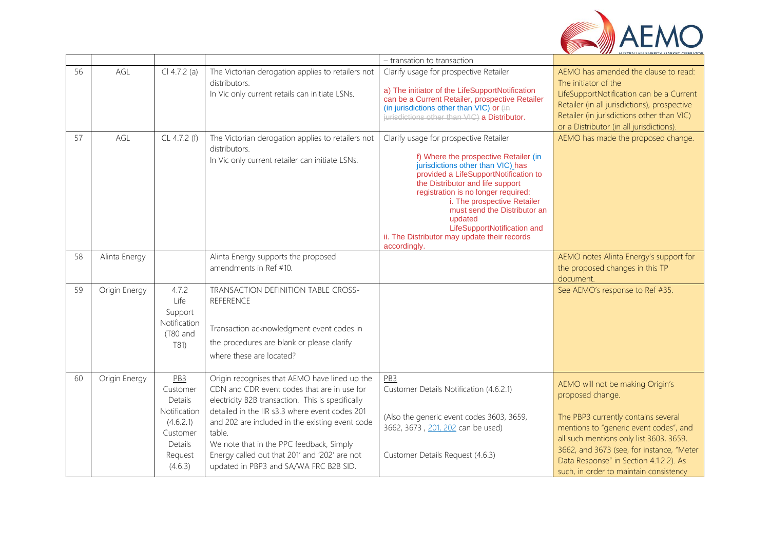| | | | | – transation to transaction | |
|---|---|---|---|---|---|
| 56 | AGL | Cl 4.7.2 (a) | The Victorian derogation applies to retailers not distributors.<br>In Vic only current retails can initiate LSNs. | Clarify usage for prospective Retailer<br><br>a) The initiator of the LifeSupportNotification can be a Current Retailer, prospective Retailer (in jurisdictions other than VIC) or ~~(in jurisdictions other than VIC)~~ a Distributor. | AEMO has amended the clause to read: The initiator of the LifeSupportNotification can be a Current Retailer (in all jurisdictions), prospective Retailer (in jurisdictions other than VIC) or a Distributor (in all jurisdictions). |
| 57 | AGL | CL 4.7.2 (f) | The Victorian derogation applies to retailers not distributors.<br>In Vic only current retailer can initiate LSNs. | Clarify usage for prospective Retailer<br><br>f) Where the prospective Retailer (in jurisdictions other than VIC) has provided a LifeSupportNotification to the Distributor and life support registration is no longer required:<br>i. The prospective Retailer must send the Distributor an updated LifeSupportNotification and<br>ii. The Distributor may update their records accordingly. | AEMO has made the proposed change. |
| 58 | Alinta Energy | | Alinta Energy supports the proposed amendments in Ref #10. | | AEMO notes Alinta Energy's support for the proposed changes in this TP document. |
| 59 | Origin Energy | 4.7.2 Life Support Notification (T80 and T81) | TRANSACTION DEFINITION TABLE CROSS-REFERENCE<br><br>Transaction acknowledgment event codes in the procedures are blank or please clarify where these are located? | | See AEMO's response to Ref #35. |
| 60 | Origin Energy | PB3 Customer Details Notification (4.6.2.1) Customer Details Request (4.6.3) | Origin recognises that AEMO have lined up the CDN and CDR event codes that are in use for electricity B2B transaction. This is specifically detailed in the IIR s3.3 where event codes 201 and 202 are included in the existing event code table.<br>We note that in the PPC feedback, Simply Energy called out that 201' and '202' are not updated in PBP3 and SA/WA FRC B2B SID. | PB3<br>Customer Details Notification (4.6.2.1)<br><br>(Also the generic event codes 3603, 3659, 3662, 3673 , 201, 202 can be used)<br><br>Customer Details Request (4.6.3) | AEMO will not be making Origin's proposed change.<br><br>The PBP3 currently contains several mentions to "generic event codes", and all such mentions only list 3603, 3659, 3662, and 3673 (see, for instance, "Meter Data Response" in Section 4.1.2.2). As such, in order to maintain consistency |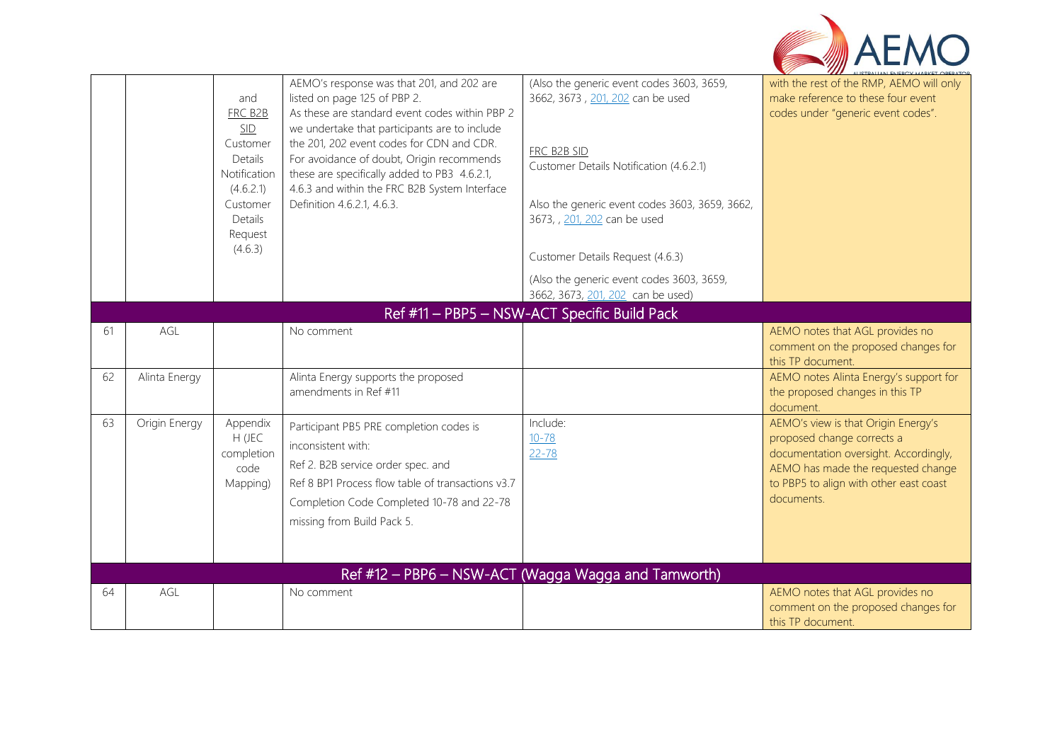|  |  |  |  |  |  |
|---|---|---|---|---|---|
|  |  | and FRC B2B SID Customer Details Notification (4.6.2.1) Customer Details Request (4.6.3) | AEMO's response was that 201, and 202 are listed on page 125 of PBP 2. As these are standard event codes within PBP 2 we undertake that participants are to include the 201, 202 event codes for CDN and CDR. For avoidance of doubt, Origin recommends these are specifically added to PB3 4.6.2.1, 4.6.3 and within the FRC B2B System Interface Definition 4.6.2.1, 4.6.3. | (Also the generic event codes 3603, 3659, 3662, 3673 , 201, 202 can be used<br><br>FRC B2B SID<br>Customer Details Notification (4.6.2.1)<br><br>Also the generic event codes 3603, 3659, 3662, 3673, , 201, 202 can be used<br><br>Customer Details Request (4.6.3)<br><br>(Also the generic event codes 3603, 3659, 3662, 3673, 201, 202 can be used) | with the rest of the RMP, AEMO will only make reference to these four event codes under "generic event codes". |
| **Ref #11 – PBP5 – NSW-ACT Specific Build Pack** |  |  |  |  |  |
| 61 | AGL |  | No comment |  | AEMO notes that AGL provides no comment on the proposed changes for this TP document. |
| 62 | Alinta Energy |  | Alinta Energy supports the proposed amendments in Ref #11 |  | AEMO notes Alinta Energy's support for the proposed changes in this TP document. |
| 63 | Origin Energy | Appendix H (JEC completion code Mapping) | Participant PB5 PRE completion codes is inconsistent with:<br>Ref 2. B2B service order spec. and<br>Ref 8 BP1 Process flow table of transactions v3.7<br>Completion Code Completed 10-78 and 22-78 missing from Build Pack 5. | Include:<br>10-78<br>22-78 | AEMO's view is that Origin Energy's proposed change corrects a documentation oversight. Accordingly, AEMO has made the requested change to PBP5 to align with other east coast documents. |
| **Ref #12 – PBP6 – NSW-ACT (Wagga Wagga and Tamworth)** |  |  |  |  |  |
| 64 | AGL |  | No comment |  | AEMO notes that AGL provides no comment on the proposed changes for this TP document. |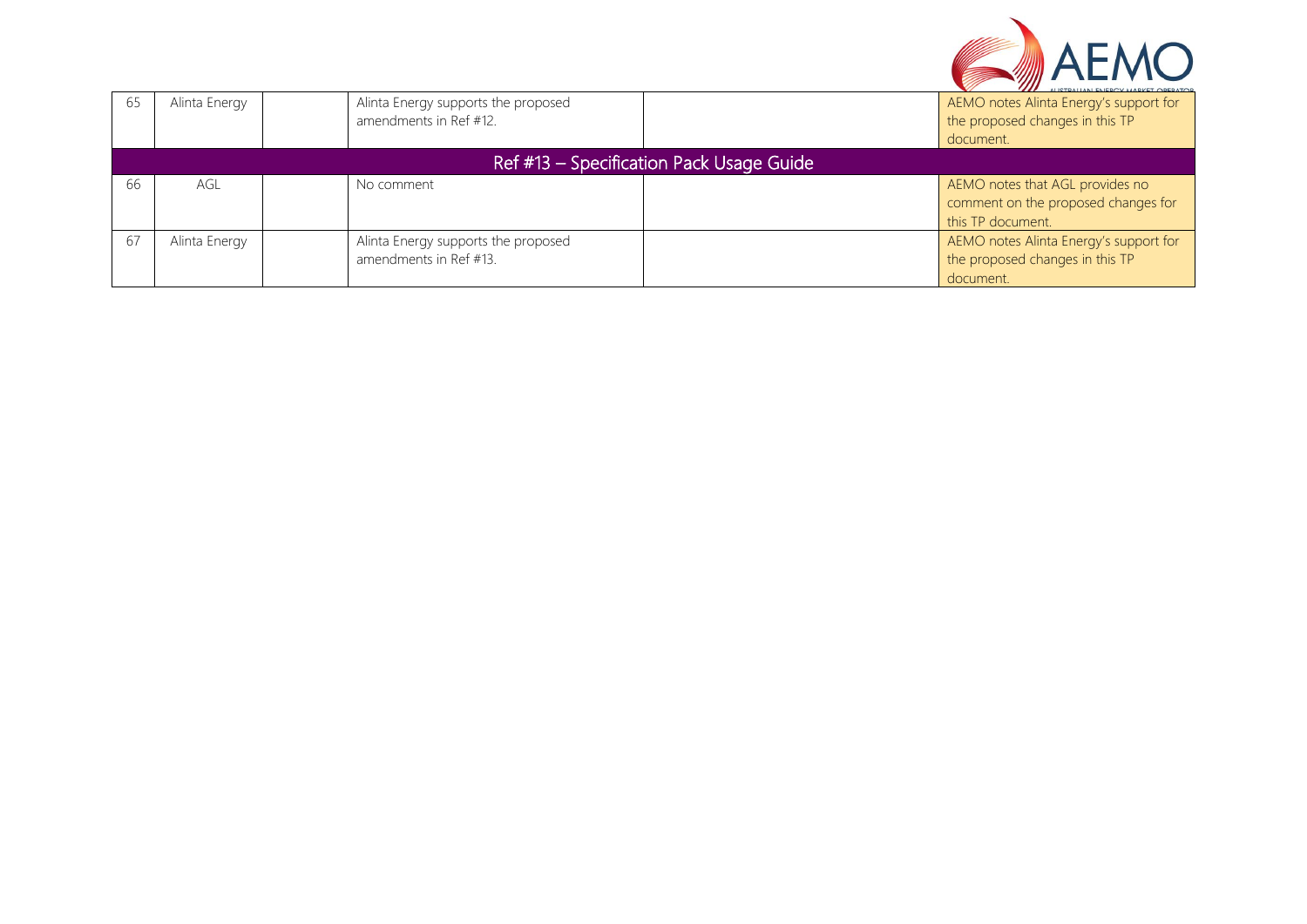| | | | | | |
|---|---|---|---|---|---|
| 65 | Alinta Energy | | Alinta Energy supports the proposed amendments in Ref #12. | | AEMO notes Alinta Energy's support for the proposed changes in this TP document. |
| **Ref #13 – Specification Pack Usage Guide** | | | | | |
| 66 | AGL | | No comment | | AEMO notes that AGL provides no comment on the proposed changes for this TP document. |
| 67 | Alinta Energy | | Alinta Energy supports the proposed amendments in Ref #13. | | AEMO notes Alinta Energy's support for the proposed changes in this TP document. |